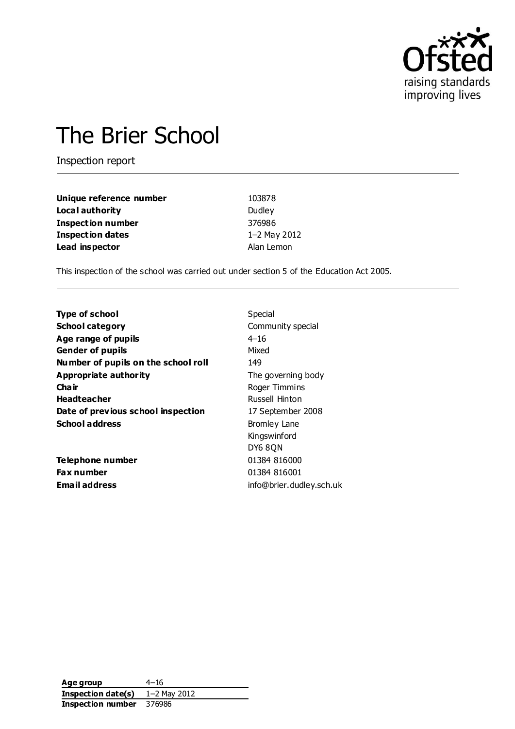# The Brier School

Inspection report

| | |
|---|---|
| **Unique reference number** | 103878 |
| **Local authority** | Dudley |
| **Inspection number** | 376986 |
| **Inspection dates** | 1–2 May 2012 |
| **Lead inspector** | Alan Lemon |

This inspection of the school was carried out under section 5 of the Education Act 2005.

| | |
|---|---|
| **Type of school** | Special |
| **School category** | Community special |
| **Age range of pupils** | 4–16 |
| **Gender of pupils** | Mixed |
| **Number of pupils on the school roll** | 149 |
| **Appropriate authority** | The governing body |
| **Chair** | Roger Timmins |
| **Headteacher** | Russell Hinton |
| **Date of previous school inspection** | 17 September 2008 |
| **School address** | Bromley Lane<br>Kingswinford<br>DY6 8QN |
| **Telephone number** | 01384 816000 |
| **Fax number** | 01384 816001 |
| **Email address** | info@brier.dudley.sch.uk |

| | |
|---|---|
| **Age group** | 4–16 |
| **Inspection date(s)** | 1–2 May 2012 |
| **Inspection number** | 376986 |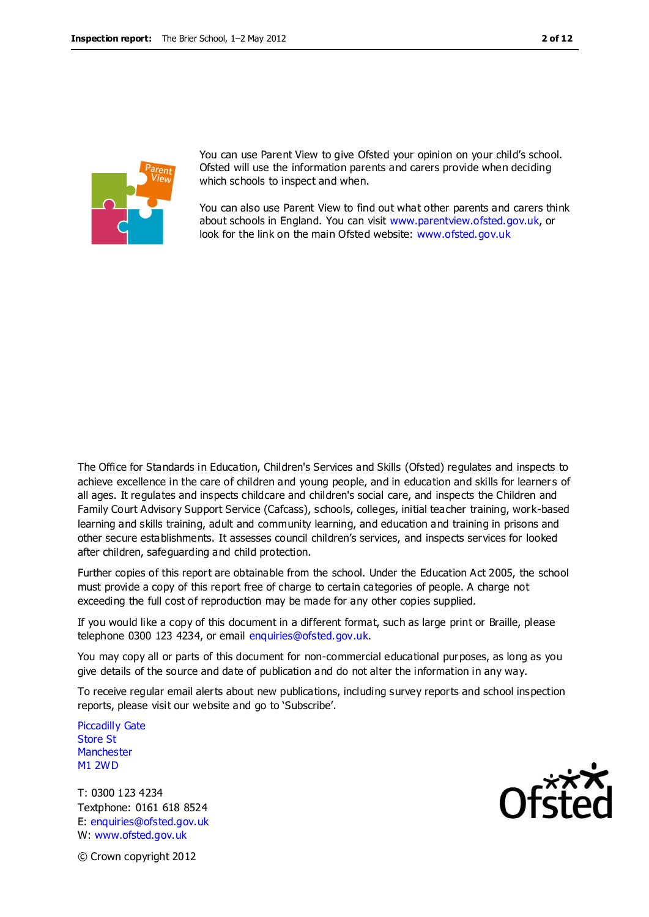You can use Parent View to give Ofsted your opinion on your child's school. Ofsted will use the information parents and carers provide when deciding which schools to inspect and when.

You can also use Parent View to find out what other parents and carers think about schools in England. You can visit www.parentview.ofsted.gov.uk, or look for the link on the main Ofsted website: www.ofsted.gov.uk

The Office for Standards in Education, Children's Services and Skills (Ofsted) regulates and inspects to achieve excellence in the care of children and young people, and in education and skills for learners of all ages. It regulates and inspects childcare and children's social care, and inspects the Children and Family Court Advisory Support Service (Cafcass), schools, colleges, initial teacher training, work-based learning and skills training, adult and community learning, and education and training in prisons and other secure establishments. It assesses council children's services, and inspects services for looked after children, safeguarding and child protection.

Further copies of this report are obtainable from the school. Under the Education Act 2005, the school must provide a copy of this report free of charge to certain categories of people. A charge not exceeding the full cost of reproduction may be made for any other copies supplied.

If you would like a copy of this document in a different format, such as large print or Braille, please telephone 0300 123 4234, or email enquiries@ofsted.gov.uk.

You may copy all or parts of this document for non-commercial educational purposes, as long as you give details of the source and date of publication and do not alter the information in any way.

To receive regular email alerts about new publications, including survey reports and school inspection reports, please visit our website and go to 'Subscribe'.

Piccadilly Gate
Store St
Manchester
M1 2WD

T: 0300 123 4234
Textphone: 0161 618 8524
E: enquiries@ofsted.gov.uk
W: www.ofsted.gov.uk

© Crown copyright 2012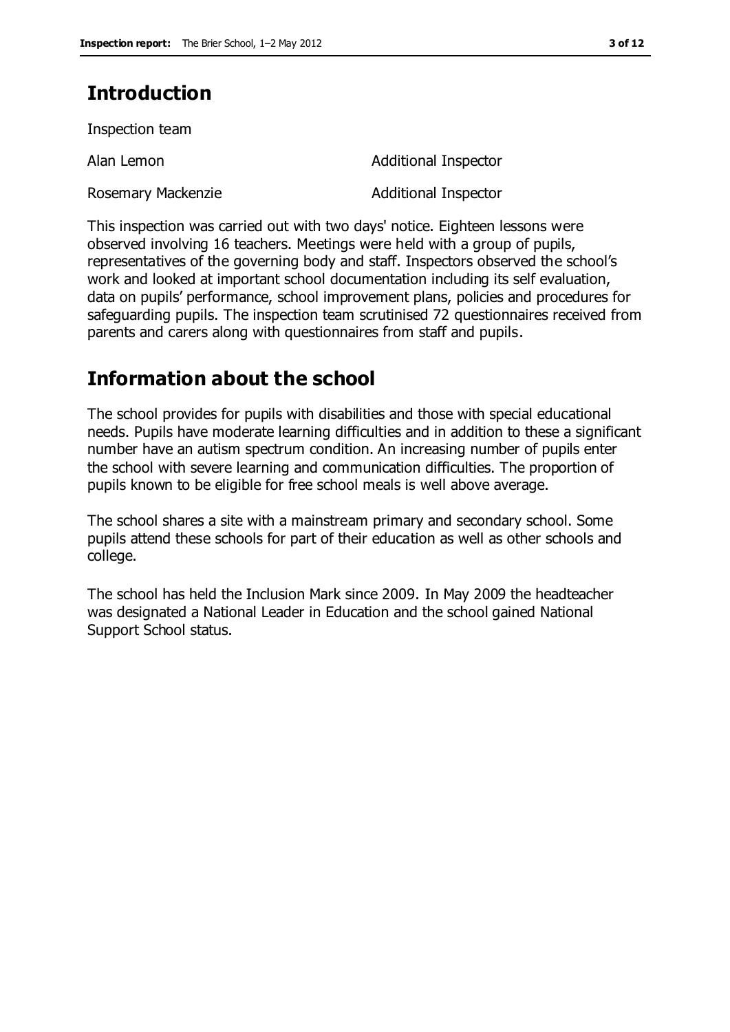## Introduction

Inspection team

| | |
|---|---|
| Alan Lemon | Additional Inspector |
| Rosemary Mackenzie | Additional Inspector |

This inspection was carried out with two days' notice. Eighteen lessons were observed involving 16 teachers. Meetings were held with a group of pupils, representatives of the governing body and staff. Inspectors observed the school's work and looked at important school documentation including its self evaluation, data on pupils' performance, school improvement plans, policies and procedures for safeguarding pupils. The inspection team scrutinised 72 questionnaires received from parents and carers along with questionnaires from staff and pupils.

## Information about the school

The school provides for pupils with disabilities and those with special educational needs. Pupils have moderate learning difficulties and in addition to these a significant number have an autism spectrum condition. An increasing number of pupils enter the school with severe learning and communication difficulties. The proportion of pupils known to be eligible for free school meals is well above average.

The school shares a site with a mainstream primary and secondary school. Some pupils attend these schools for part of their education as well as other schools and college.

The school has held the Inclusion Mark since 2009. In May 2009 the headteacher was designated a National Leader in Education and the school gained National Support School status.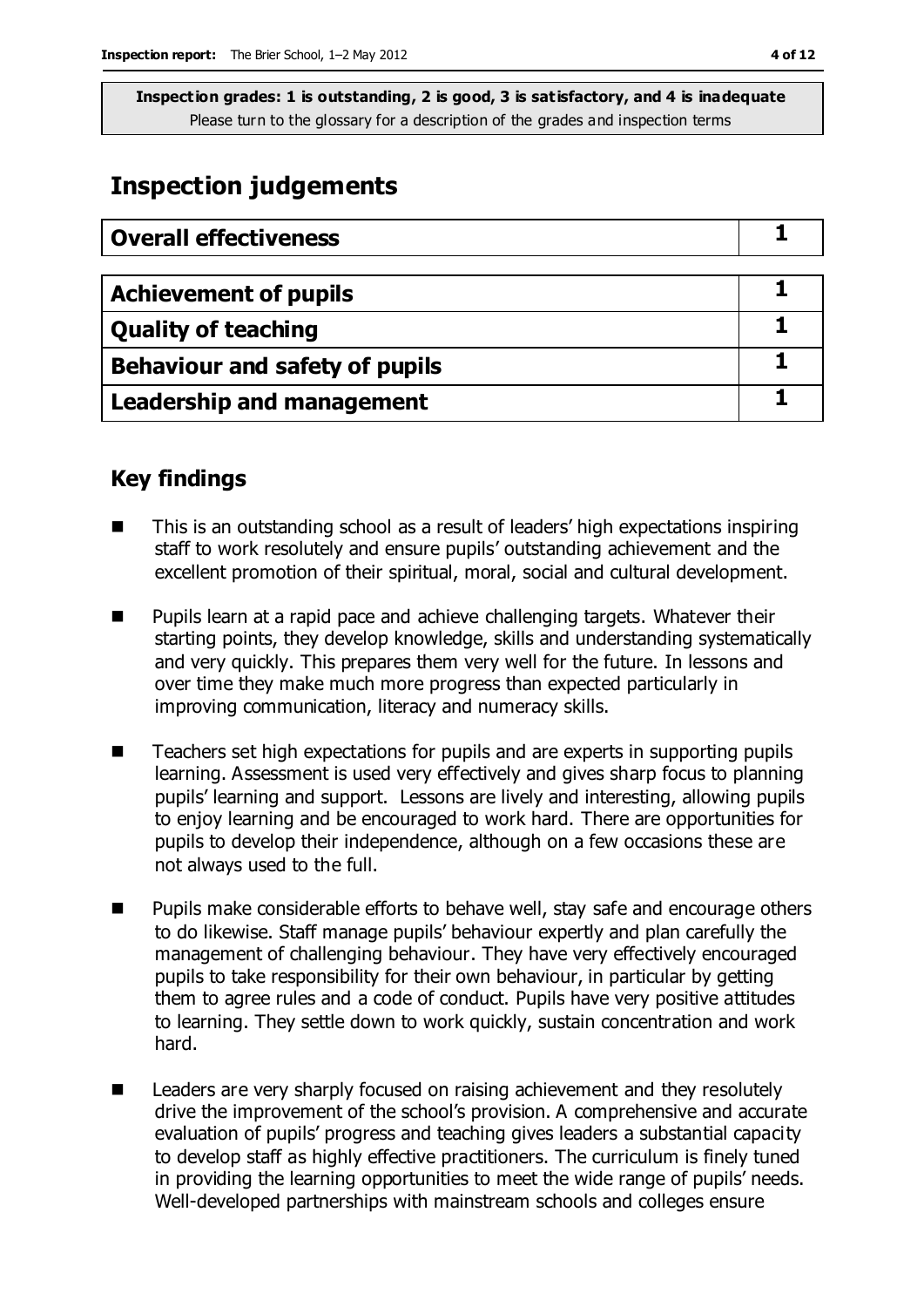**Inspection grades: 1 is outstanding, 2 is good, 3 is satisfactory, and 4 is inadequate**
Please turn to the glossary for a description of the grades and inspection terms

# Inspection judgements

| Overall effectiveness | 1 |
| --- | --- |

| Achievement of pupils | 1 |
| --- | --- |
| Quality of teaching | 1 |
| Behaviour and safety of pupils | 1 |
| Leadership and management | 1 |

## Key findings

- This is an outstanding school as a result of leaders' high expectations inspiring staff to work resolutely and ensure pupils' outstanding achievement and the excellent promotion of their spiritual, moral, social and cultural development.
- Pupils learn at a rapid pace and achieve challenging targets. Whatever their starting points, they develop knowledge, skills and understanding systematically and very quickly. This prepares them very well for the future. In lessons and over time they make much more progress than expected particularly in improving communication, literacy and numeracy skills.
- Teachers set high expectations for pupils and are experts in supporting pupils learning. Assessment is used very effectively and gives sharp focus to planning pupils' learning and support. Lessons are lively and interesting, allowing pupils to enjoy learning and be encouraged to work hard. There are opportunities for pupils to develop their independence, although on a few occasions these are not always used to the full.
- Pupils make considerable efforts to behave well, stay safe and encourage others to do likewise. Staff manage pupils' behaviour expertly and plan carefully the management of challenging behaviour. They have very effectively encouraged pupils to take responsibility for their own behaviour, in particular by getting them to agree rules and a code of conduct. Pupils have very positive attitudes to learning. They settle down to work quickly, sustain concentration and work hard.
- Leaders are very sharply focused on raising achievement and they resolutely drive the improvement of the school's provision. A comprehensive and accurate evaluation of pupils' progress and teaching gives leaders a substantial capacity to develop staff as highly effective practitioners. The curriculum is finely tuned in providing the learning opportunities to meet the wide range of pupils' needs. Well-developed partnerships with mainstream schools and colleges ensure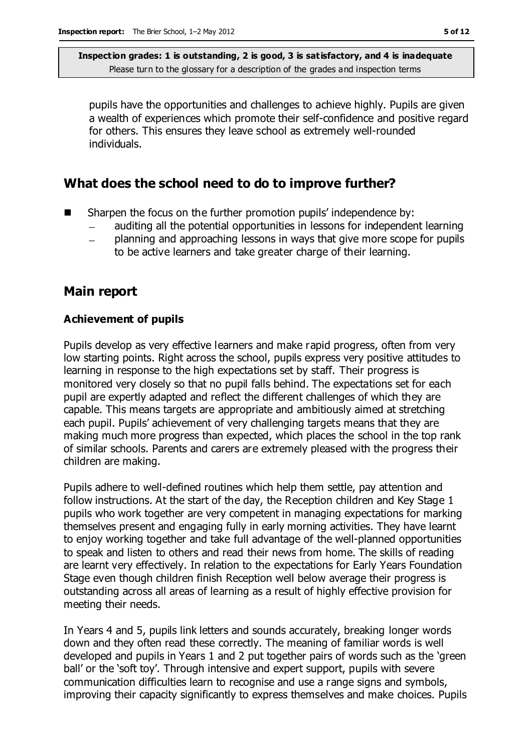pupils have the opportunities and challenges to achieve highly. Pupils are given a wealth of experiences which promote their self-confidence and positive regard for others. This ensures they leave school as extremely well-rounded individuals.

## What does the school need to do to improve further?

- Sharpen the focus on the further promotion pupils' independence by:
  - auditing all the potential opportunities in lessons for independent learning
  - planning and approaching lessons in ways that give more scope for pupils to be active learners and take greater charge of their learning.

## Main report

### Achievement of pupils

Pupils develop as very effective learners and make rapid progress, often from very low starting points. Right across the school, pupils express very positive attitudes to learning in response to the high expectations set by staff. Their progress is monitored very closely so that no pupil falls behind. The expectations set for each pupil are expertly adapted and reflect the different challenges of which they are capable. This means targets are appropriate and ambitiously aimed at stretching each pupil. Pupils' achievement of very challenging targets means that they are making much more progress than expected, which places the school in the top rank of similar schools. Parents and carers are extremely pleased with the progress their children are making.

Pupils adhere to well-defined routines which help them settle, pay attention and follow instructions. At the start of the day, the Reception children and Key Stage 1 pupils who work together are very competent in managing expectations for marking themselves present and engaging fully in early morning activities. They have learnt to enjoy working together and take full advantage of the well-planned opportunities to speak and listen to others and read their news from home. The skills of reading are learnt very effectively. In relation to the expectations for Early Years Foundation Stage even though children finish Reception well below average their progress is outstanding across all areas of learning as a result of highly effective provision for meeting their needs.

In Years 4 and 5, pupils link letters and sounds accurately, breaking longer words down and they often read these correctly. The meaning of familiar words is well developed and pupils in Years 1 and 2 put together pairs of words such as the 'green ball' or the 'soft toy'. Through intensive and expert support, pupils with severe communication difficulties learn to recognise and use a range signs and symbols, improving their capacity significantly to express themselves and make choices. Pupils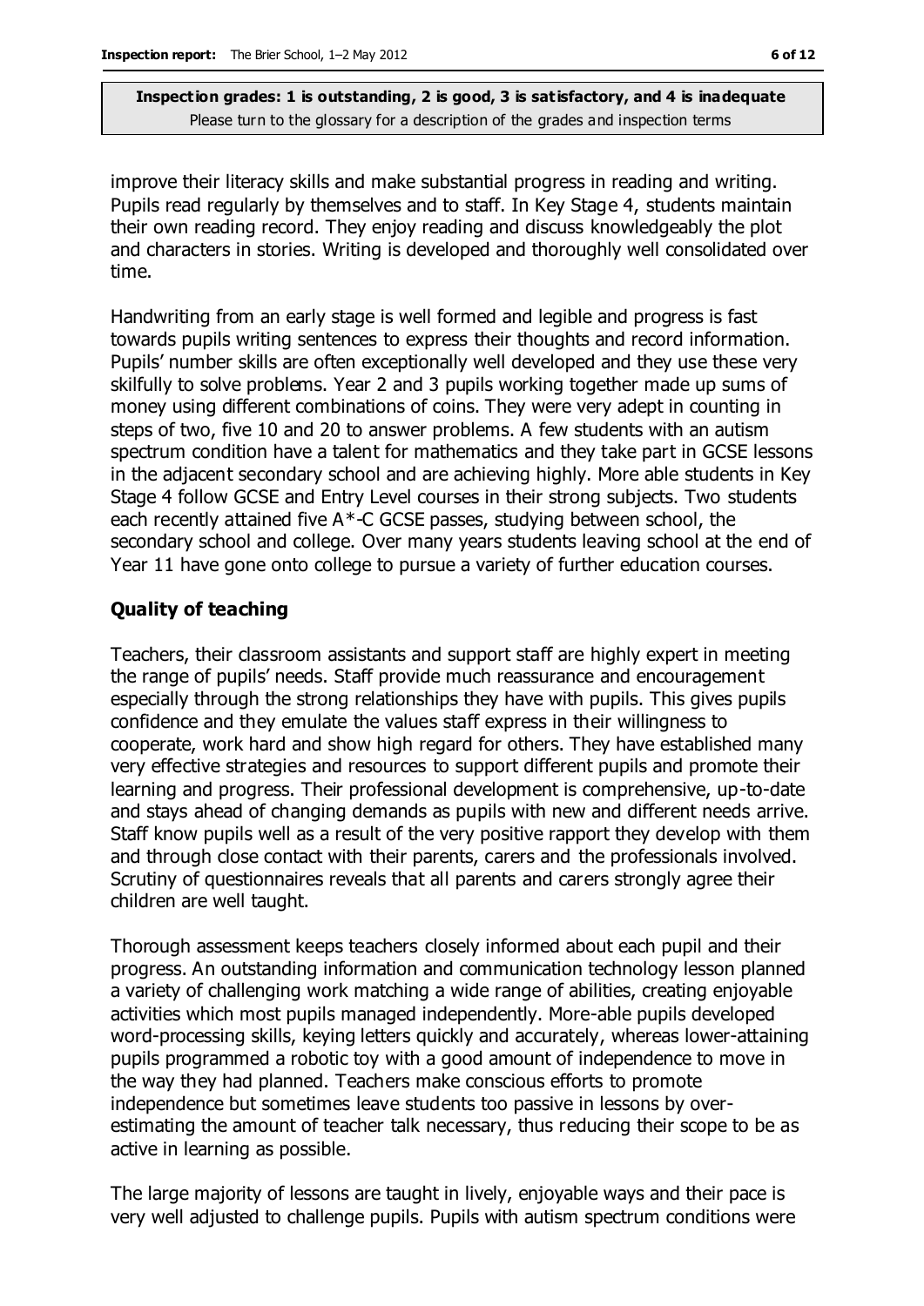improve their literacy skills and make substantial progress in reading and writing. Pupils read regularly by themselves and to staff. In Key Stage 4, students maintain their own reading record. They enjoy reading and discuss knowledgeably the plot and characters in stories. Writing is developed and thoroughly well consolidated over time.

Handwriting from an early stage is well formed and legible and progress is fast towards pupils writing sentences to express their thoughts and record information. Pupils' number skills are often exceptionally well developed and they use these very skilfully to solve problems. Year 2 and 3 pupils working together made up sums of money using different combinations of coins. They were very adept in counting in steps of two, five 10 and 20 to answer problems. A few students with an autism spectrum condition have a talent for mathematics and they take part in GCSE lessons in the adjacent secondary school and are achieving highly. More able students in Key Stage 4 follow GCSE and Entry Level courses in their strong subjects. Two students each recently attained five A*-C GCSE passes, studying between school, the secondary school and college. Over many years students leaving school at the end of Year 11 have gone onto college to pursue a variety of further education courses.

## Quality of teaching

Teachers, their classroom assistants and support staff are highly expert in meeting the range of pupils' needs. Staff provide much reassurance and encouragement especially through the strong relationships they have with pupils. This gives pupils confidence and they emulate the values staff express in their willingness to cooperate, work hard and show high regard for others. They have established many very effective strategies and resources to support different pupils and promote their learning and progress. Their professional development is comprehensive, up-to-date and stays ahead of changing demands as pupils with new and different needs arrive. Staff know pupils well as a result of the very positive rapport they develop with them and through close contact with their parents, carers and the professionals involved. Scrutiny of questionnaires reveals that all parents and carers strongly agree their children are well taught.

Thorough assessment keeps teachers closely informed about each pupil and their progress. An outstanding information and communication technology lesson planned a variety of challenging work matching a wide range of abilities, creating enjoyable activities which most pupils managed independently. More-able pupils developed word-processing skills, keying letters quickly and accurately, whereas lower-attaining pupils programmed a robotic toy with a good amount of independence to move in the way they had planned. Teachers make conscious efforts to promote independence but sometimes leave students too passive in lessons by over-estimating the amount of teacher talk necessary, thus reducing their scope to be as active in learning as possible.

The large majority of lessons are taught in lively, enjoyable ways and their pace is very well adjusted to challenge pupils. Pupils with autism spectrum conditions were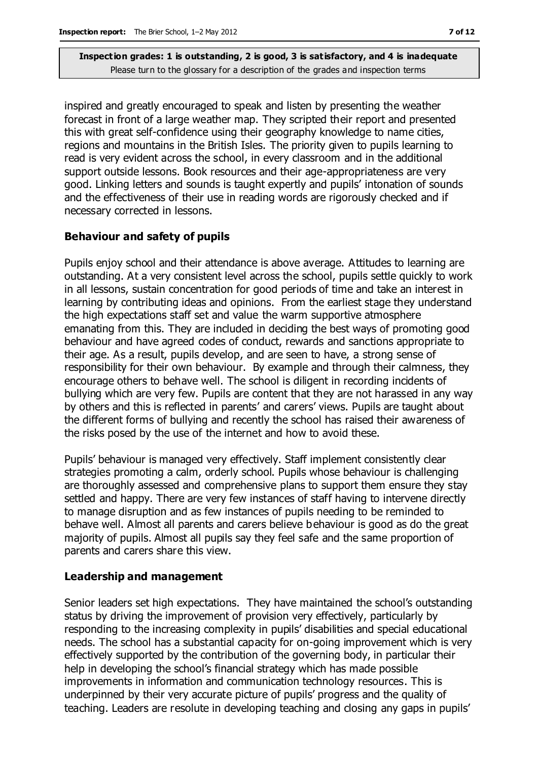inspired and greatly encouraged to speak and listen by presenting the weather forecast in front of a large weather map. They scripted their report and presented this with great self-confidence using their geography knowledge to name cities, regions and mountains in the British Isles. The priority given to pupils learning to read is very evident across the school, in every classroom and in the additional support outside lessons. Book resources and their age-appropriateness are very good. Linking letters and sounds is taught expertly and pupils' intonation of sounds and the effectiveness of their use in reading words are rigorously checked and if necessary corrected in lessons.

### Behaviour and safety of pupils

Pupils enjoy school and their attendance is above average. Attitudes to learning are outstanding. At a very consistent level across the school, pupils settle quickly to work in all lessons, sustain concentration for good periods of time and take an interest in learning by contributing ideas and opinions. From the earliest stage they understand the high expectations staff set and value the warm supportive atmosphere emanating from this. They are included in deciding the best ways of promoting good behaviour and have agreed codes of conduct, rewards and sanctions appropriate to their age. As a result, pupils develop, and are seen to have, a strong sense of responsibility for their own behaviour. By example and through their calmness, they encourage others to behave well. The school is diligent in recording incidents of bullying which are very few. Pupils are content that they are not harassed in any way by others and this is reflected in parents' and carers' views. Pupils are taught about the different forms of bullying and recently the school has raised their awareness of the risks posed by the use of the internet and how to avoid these.

Pupils' behaviour is managed very effectively. Staff implement consistently clear strategies promoting a calm, orderly school. Pupils whose behaviour is challenging are thoroughly assessed and comprehensive plans to support them ensure they stay settled and happy. There are very few instances of staff having to intervene directly to manage disruption and as few instances of pupils needing to be reminded to behave well. Almost all parents and carers believe behaviour is good as do the great majority of pupils. Almost all pupils say they feel safe and the same proportion of parents and carers share this view.

### Leadership and management

Senior leaders set high expectations. They have maintained the school's outstanding status by driving the improvement of provision very effectively, particularly by responding to the increasing complexity in pupils' disabilities and special educational needs. The school has a substantial capacity for on-going improvement which is very effectively supported by the contribution of the governing body, in particular their help in developing the school's financial strategy which has made possible improvements in information and communication technology resources. This is underpinned by their very accurate picture of pupils' progress and the quality of teaching. Leaders are resolute in developing teaching and closing any gaps in pupils'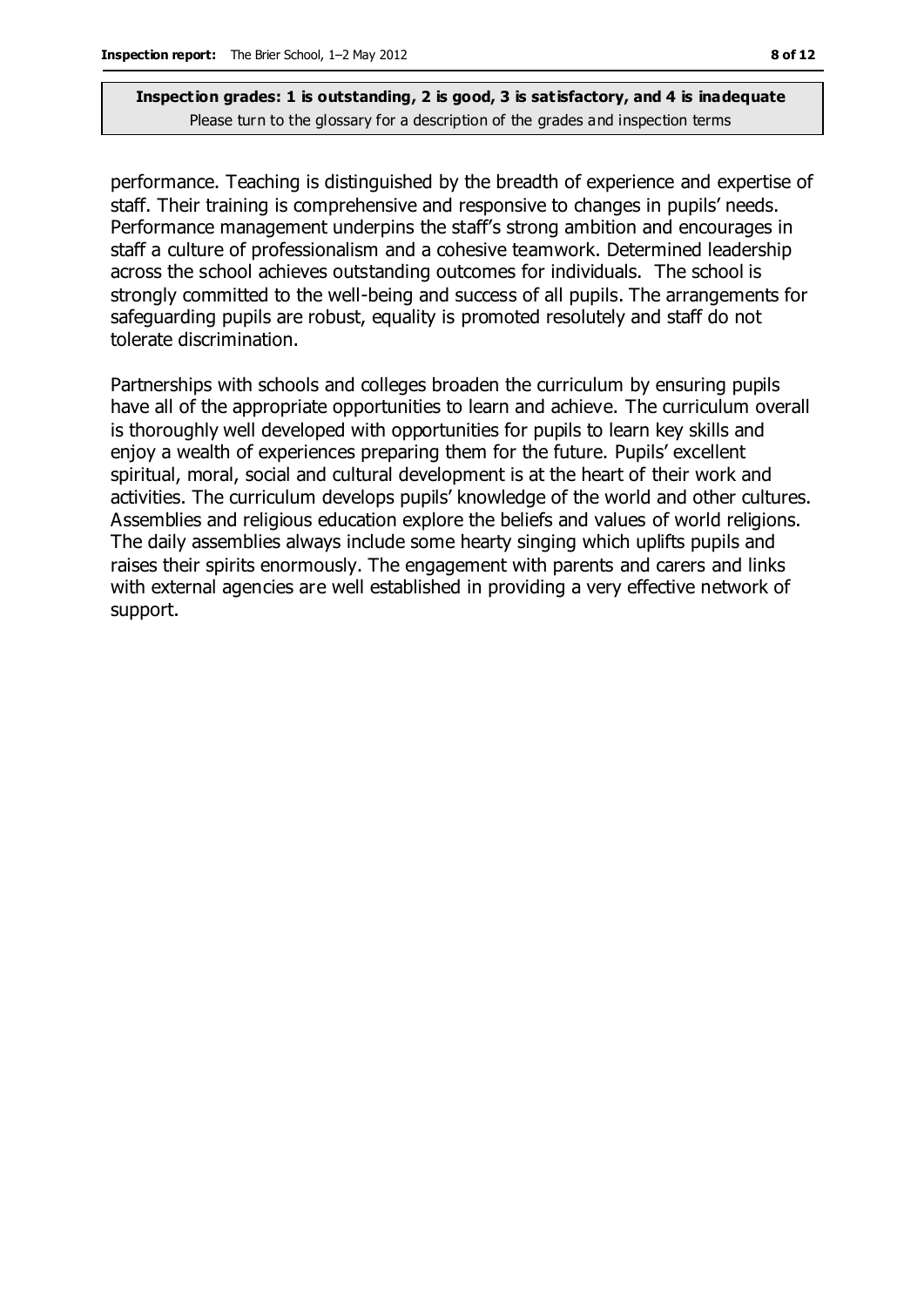performance. Teaching is distinguished by the breadth of experience and expertise of staff. Their training is comprehensive and responsive to changes in pupils' needs. Performance management underpins the staff's strong ambition and encourages in staff a culture of professionalism and a cohesive teamwork. Determined leadership across the school achieves outstanding outcomes for individuals. The school is strongly committed to the well-being and success of all pupils. The arrangements for safeguarding pupils are robust, equality is promoted resolutely and staff do not tolerate discrimination.

Partnerships with schools and colleges broaden the curriculum by ensuring pupils have all of the appropriate opportunities to learn and achieve. The curriculum overall is thoroughly well developed with opportunities for pupils to learn key skills and enjoy a wealth of experiences preparing them for the future. Pupils' excellent spiritual, moral, social and cultural development is at the heart of their work and activities. The curriculum develops pupils' knowledge of the world and other cultures. Assemblies and religious education explore the beliefs and values of world religions. The daily assemblies always include some hearty singing which uplifts pupils and raises their spirits enormously. The engagement with parents and carers and links with external agencies are well established in providing a very effective network of support.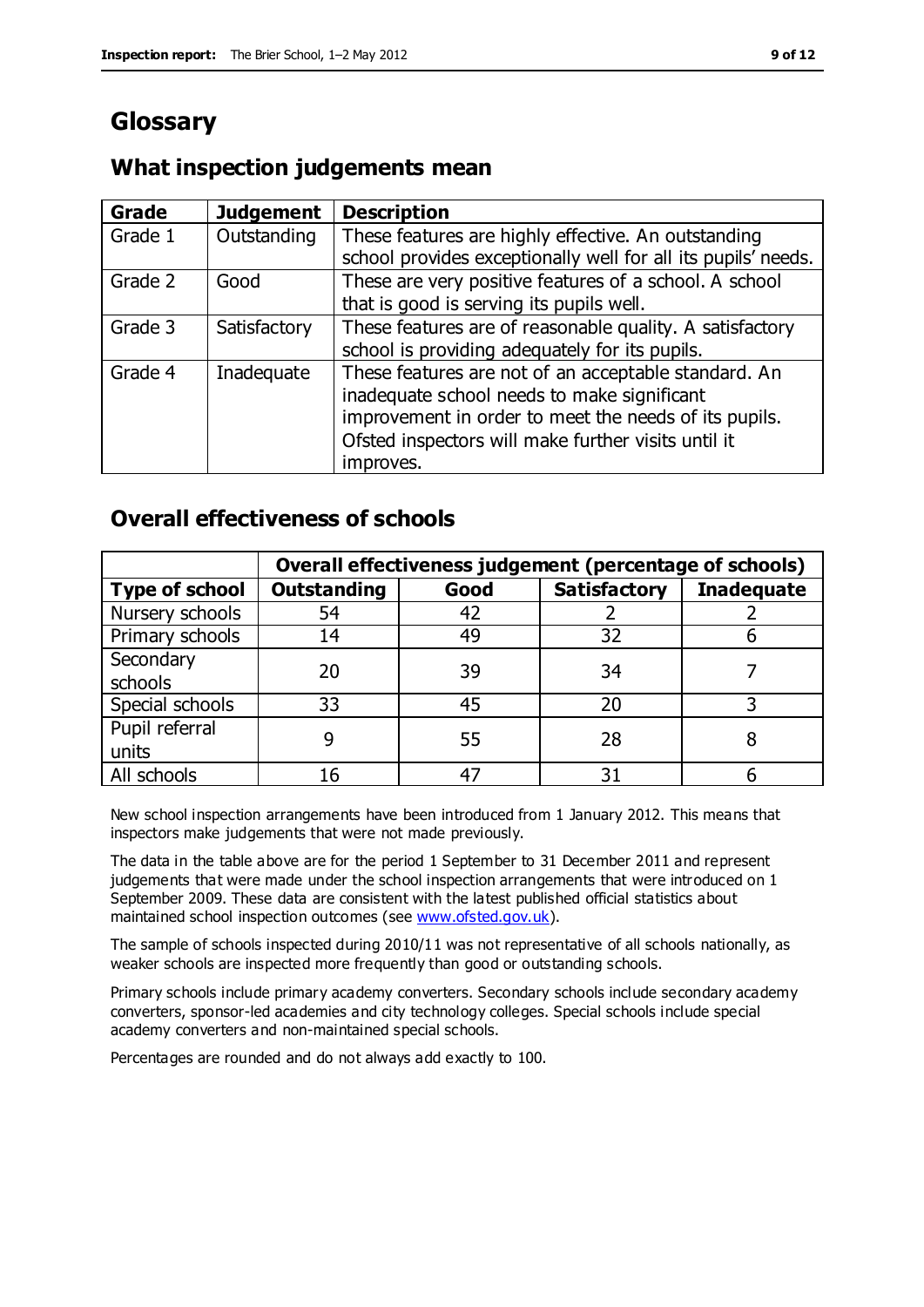# Glossary

## What inspection judgements mean

| Grade | Judgement | Description |
|---|---|---|
| Grade 1 | Outstanding | These features are highly effective. An outstanding school provides exceptionally well for all its pupils' needs. |
| Grade 2 | Good | These are very positive features of a school. A school that is good is serving its pupils well. |
| Grade 3 | Satisfactory | These features are of reasonable quality. A satisfactory school is providing adequately for its pupils. |
| Grade 4 | Inadequate | These features are not of an acceptable standard. An inadequate school needs to make significant improvement in order to meet the needs of its pupils. Ofsted inspectors will make further visits until it improves. |

## Overall effectiveness of schools

| | Overall effectiveness judgement (percentage of schools) | | | |
|---|---|---|---|---|
| **Type of school** | **Outstanding** | **Good** | **Satisfactory** | **Inadequate** |
| Nursery schools | 54 | 42 | 2 | 2 |
| Primary schools | 14 | 49 | 32 | 6 |
| Secondary schools | 20 | 39 | 34 | 7 |
| Special schools | 33 | 45 | 20 | 3 |
| Pupil referral units | 9 | 55 | 28 | 8 |
| All schools | 16 | 47 | 31 | 6 |

New school inspection arrangements have been introduced from 1 January 2012. This means that inspectors make judgements that were not made previously.

The data in the table above are for the period 1 September to 31 December 2011 and represent judgements that were made under the school inspection arrangements that were introduced on 1 September 2009. These data are consistent with the latest published official statistics about maintained school inspection outcomes (see www.ofsted.gov.uk).

The sample of schools inspected during 2010/11 was not representative of all schools nationally, as weaker schools are inspected more frequently than good or outstanding schools.

Primary schools include primary academy converters. Secondary schools include secondary academy converters, sponsor-led academies and city technology colleges. Special schools include special academy converters and non-maintained special schools.

Percentages are rounded and do not always add exactly to 100.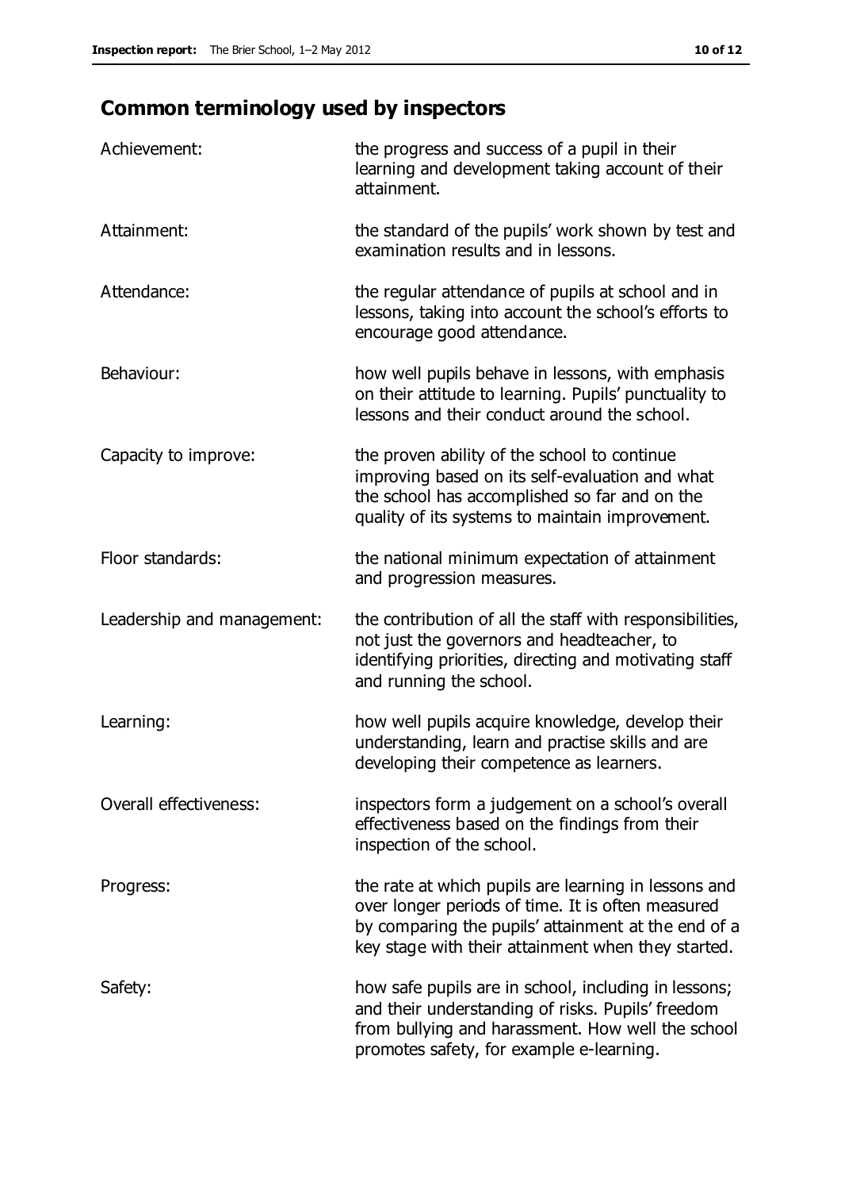## Common terminology used by inspectors

| | |
|---|---|
| Achievement: | the progress and success of a pupil in their learning and development taking account of their attainment. |
| Attainment: | the standard of the pupils' work shown by test and examination results and in lessons. |
| Attendance: | the regular attendance of pupils at school and in lessons, taking into account the school's efforts to encourage good attendance. |
| Behaviour: | how well pupils behave in lessons, with emphasis on their attitude to learning. Pupils' punctuality to lessons and their conduct around the school. |
| Capacity to improve: | the proven ability of the school to continue improving based on its self-evaluation and what the school has accomplished so far and on the quality of its systems to maintain improvement. |
| Floor standards: | the national minimum expectation of attainment and progression measures. |
| Leadership and management: | the contribution of all the staff with responsibilities, not just the governors and headteacher, to identifying priorities, directing and motivating staff and running the school. |
| Learning: | how well pupils acquire knowledge, develop their understanding, learn and practise skills and are developing their competence as learners. |
| Overall effectiveness: | inspectors form a judgement on a school's overall effectiveness based on the findings from their inspection of the school. |
| Progress: | the rate at which pupils are learning in lessons and over longer periods of time. It is often measured by comparing the pupils' attainment at the end of a key stage with their attainment when they started. |
| Safety: | how safe pupils are in school, including in lessons; and their understanding of risks. Pupils' freedom from bullying and harassment. How well the school promotes safety, for example e-learning. |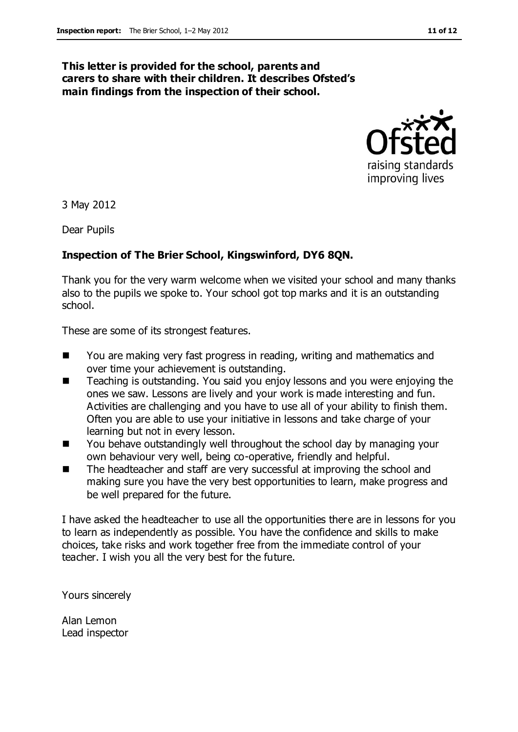**This letter is provided for the school, parents and carers to share with their children. It describes Ofsted's main findings from the inspection of their school.**

3 May 2012

Dear Pupils

**Inspection of The Brier School, Kingswinford, DY6 8QN.**

Thank you for the very warm welcome when we visited your school and many thanks also to the pupils we spoke to. Your school got top marks and it is an outstanding school.

These are some of its strongest features.

- You are making very fast progress in reading, writing and mathematics and over time your achievement is outstanding.
- Teaching is outstanding. You said you enjoy lessons and you were enjoying the ones we saw. Lessons are lively and your work is made interesting and fun. Activities are challenging and you have to use all of your ability to finish them. Often you are able to use your initiative in lessons and take charge of your learning but not in every lesson.
- You behave outstandingly well throughout the school day by managing your own behaviour very well, being co-operative, friendly and helpful.
- The headteacher and staff are very successful at improving the school and making sure you have the very best opportunities to learn, make progress and be well prepared for the future.

I have asked the headteacher to use all the opportunities there are in lessons for you to learn as independently as possible. You have the confidence and skills to make choices, take risks and work together free from the immediate control of your teacher. I wish you all the very best for the future.

Yours sincerely

Alan Lemon
Lead inspector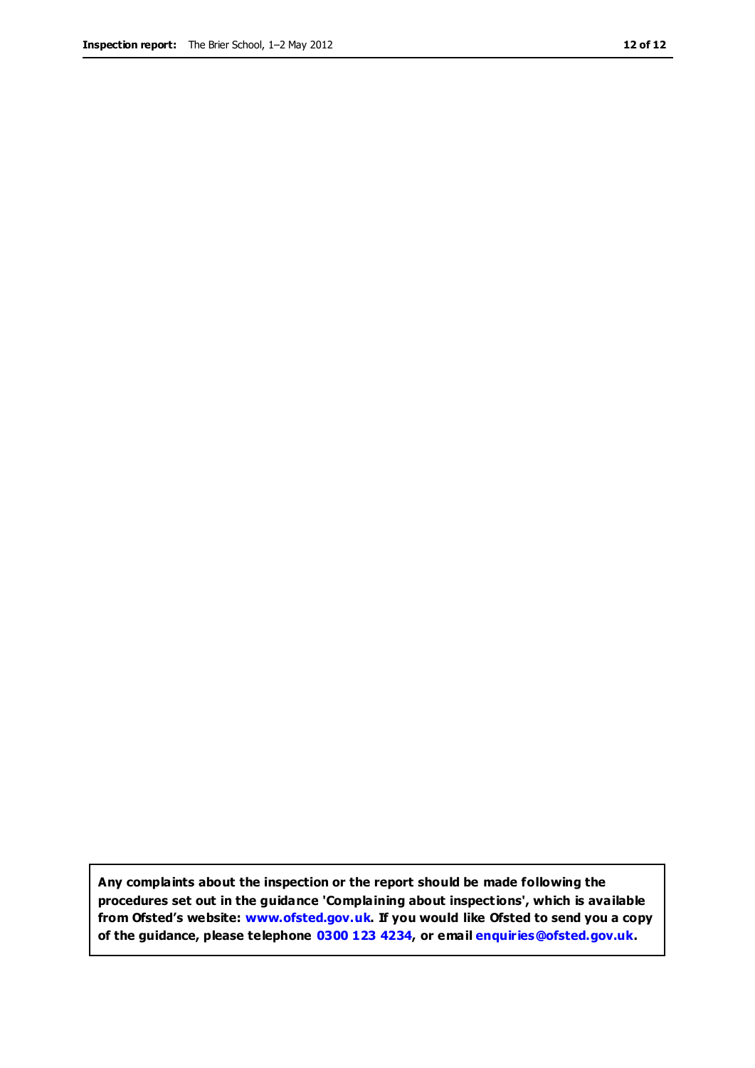**Any complaints about the inspection or the report should be made following the procedures set out in the guidance 'Complaining about inspections', which is available from Ofsted's website: www.ofsted.gov.uk. If you would like Ofsted to send you a copy of the guidance, please telephone 0300 123 4234, or email enquiries@ofsted.gov.uk.**